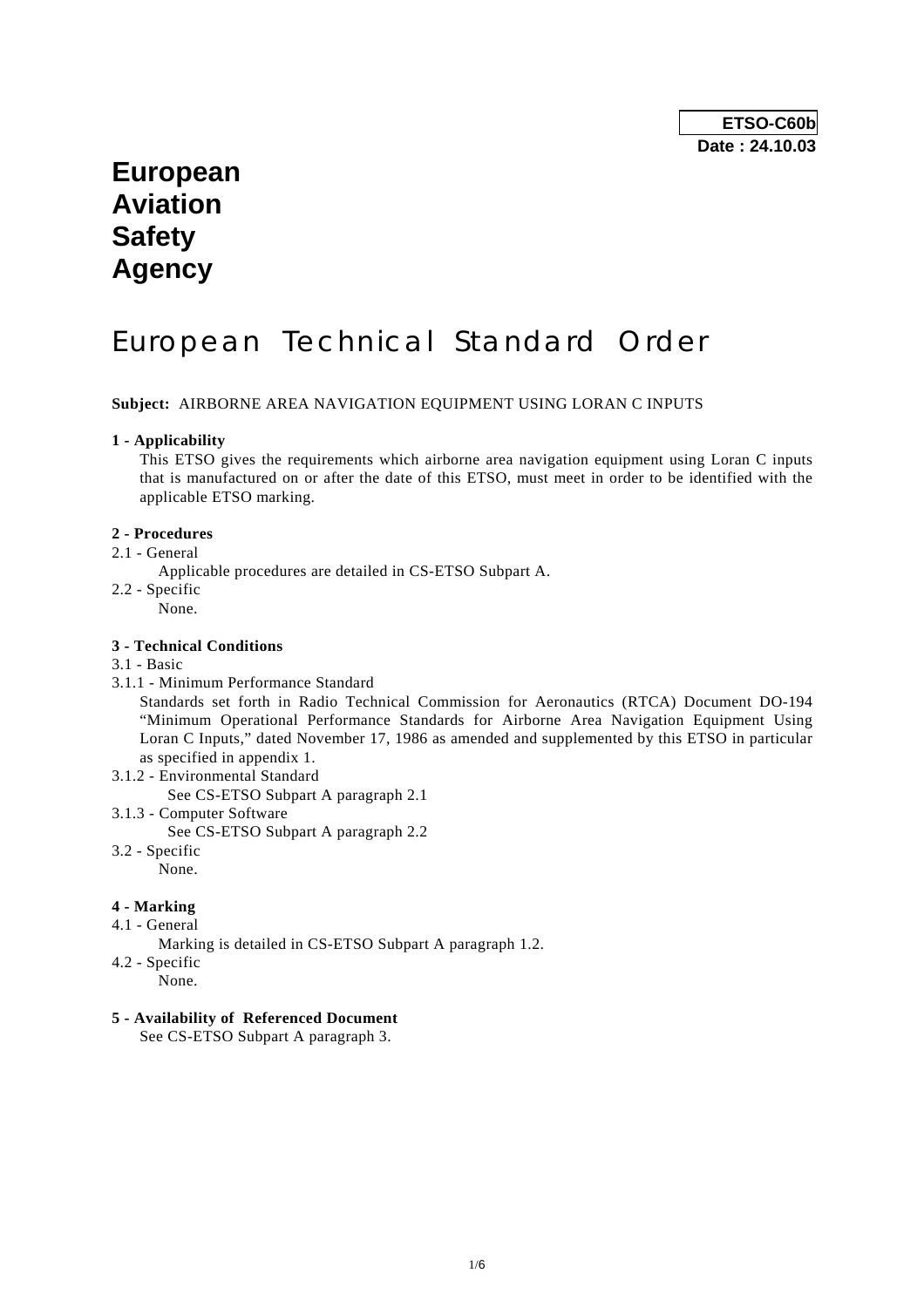**ETSO-C60b**
**Date : 24.10.03**

# European Aviation Safety Agency

# European Technical Standard Order

**Subject:** AIRBORNE AREA NAVIGATION EQUIPMENT USING LORAN C INPUTS

**1 - Applicability**

This ETSO gives the requirements which airborne area navigation equipment using Loran C inputs that is manufactured on or after the date of this ETSO, must meet in order to be identified with the applicable ETSO marking.

**2 - Procedures**

2.1 - General

Applicable procedures are detailed in CS-ETSO Subpart A.

2.2 - Specific

None.

**3 - Technical Conditions**

3.1 - Basic

3.1.1 - Minimum Performance Standard

Standards set forth in Radio Technical Commission for Aeronautics (RTCA) Document DO-194 "Minimum Operational Performance Standards for Airborne Area Navigation Equipment Using Loran C Inputs," dated November 17, 1986 as amended and supplemented by this ETSO in particular as specified in appendix 1.

3.1.2 - Environmental Standard

See CS-ETSO Subpart A paragraph 2.1

3.1.3 - Computer Software

See CS-ETSO Subpart A paragraph 2.2

3.2 - Specific

None.

**4 - Marking**

4.1 - General

Marking is detailed in CS-ETSO Subpart A paragraph 1.2.

4.2 - Specific

None.

**5 - Availability of Referenced Document**

See CS-ETSO Subpart A paragraph 3.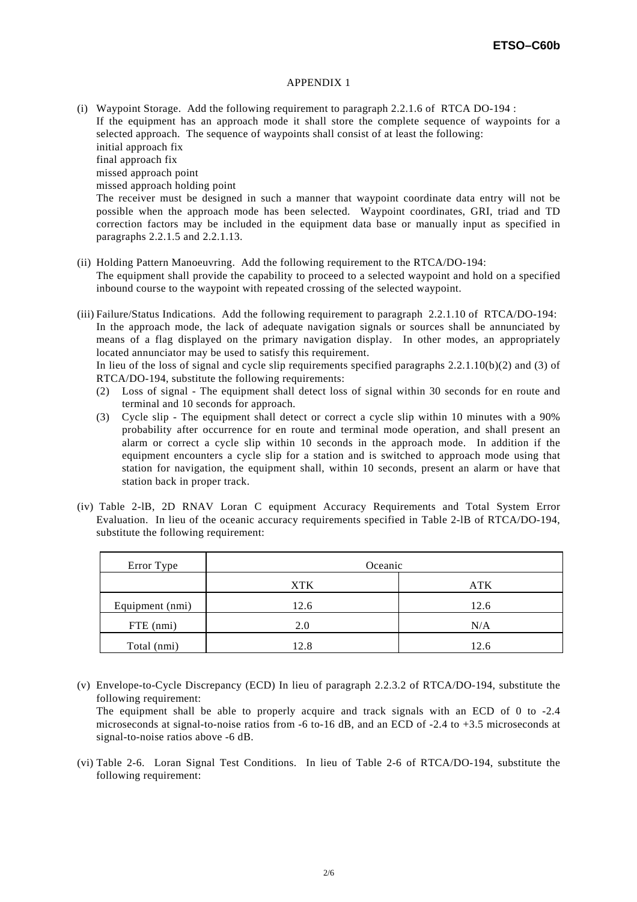APPENDIX 1

(i) Waypoint Storage. Add the following requirement to paragraph 2.2.1.6 of RTCA DO-194 :
If the equipment has an approach mode it shall store the complete sequence of waypoints for a selected approach. The sequence of waypoints shall consist of at least the following:
initial approach fix
final approach fix
missed approach point
missed approach holding point
The receiver must be designed in such a manner that waypoint coordinate data entry will not be possible when the approach mode has been selected. Waypoint coordinates, GRI, triad and TD correction factors may be included in the equipment data base or manually input as specified in paragraphs 2.2.1.5 and 2.2.1.13.

(ii) Holding Pattern Manoeuvring. Add the following requirement to the RTCA/DO-194:
The equipment shall provide the capability to proceed to a selected waypoint and hold on a specified inbound course to the waypoint with repeated crossing of the selected waypoint.

(iii) Failure/Status Indications. Add the following requirement to paragraph 2.2.1.10 of RTCA/DO-194:
In the approach mode, the lack of adequate navigation signals or sources shall be annunciated by means of a flag displayed on the primary navigation display. In other modes, an appropriately located annunciator may be used to satisfy this requirement.
In lieu of the loss of signal and cycle slip requirements specified paragraphs 2.2.1.10(b)(2) and (3) of RTCA/DO-194, substitute the following requirements:

(2) Loss of signal - The equipment shall detect loss of signal within 30 seconds for en route and terminal and 10 seconds for approach.
(3) Cycle slip - The equipment shall detect or correct a cycle slip within 10 minutes with a 90% probability after occurrence for en route and terminal mode operation, and shall present an alarm or correct a cycle slip within 10 seconds in the approach mode. In addition if the equipment encounters a cycle slip for a station and is switched to approach mode using that station for navigation, the equipment shall, within 10 seconds, present an alarm or have that station back in proper track.

(iv) Table 2-lB, 2D RNAV Loran C equipment Accuracy Requirements and Total System Error Evaluation. In lieu of the oceanic accuracy requirements specified in Table 2-lB of RTCA/DO-194, substitute the following requirement:

| Error Type | Oceanic | |
|---|---|---|
| | XTK | ATK |
| Equipment (nmi) | 12.6 | 12.6 |
| FTE (nmi) | 2.0 | N/A |
| Total (nmi) | 12.8 | 12.6 |

(v) Envelope-to-Cycle Discrepancy (ECD) In lieu of paragraph 2.2.3.2 of RTCA/DO-194, substitute the following requirement:
The equipment shall be able to properly acquire and track signals with an ECD of 0 to -2.4 microseconds at signal-to-noise ratios from -6 to-16 dB, and an ECD of -2.4 to +3.5 microseconds at signal-to-noise ratios above -6 dB.

(vi) Table 2-6. Loran Signal Test Conditions. In lieu of Table 2-6 of RTCA/DO-194, substitute the following requirement: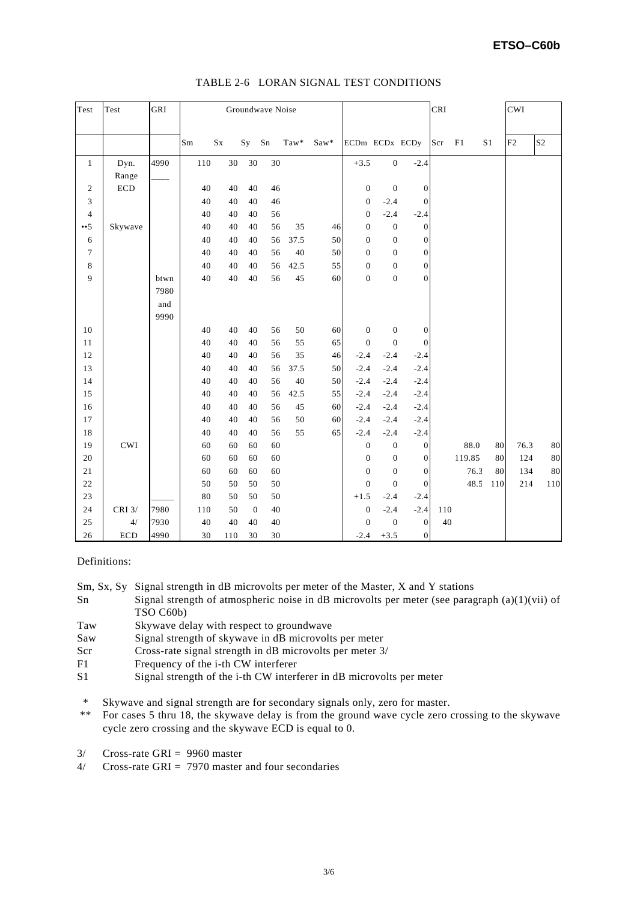## TABLE 2-6 LORAN SIGNAL TEST CONDITIONS

| Test | Test | GRI | Groundwave Noise | | | | | | | | | CRI | CWI | | | |
|---|---|---|---|---|---|---|---|---|---|---|---|---|---|---|---|---|
| | | | Sm | Sx | Sy | Sn | Taw* | Saw* | ECDm | ECDx | ECDy | Scr | F1 | S1 | F2 | S2 |
| 1 | Dyn. Range | 4990 | 110 | 30 | 30 | 30 | | | +3.5 | 0 | -2.4 | | | | | |
| 2 | ECD | | 40 | 40 | 40 | 46 | | | 0 | 0 | 0 | | | | | |
| 3 | | | 40 | 40 | 40 | 46 | | | 0 | -2.4 | 0 | | | | | |
| 4 | | | 40 | 40 | 40 | 56 | | | 0 | -2.4 | -2.4 | | | | | |
| **5 | Skywave | | 40 | 40 | 40 | 56 | 35 | 46 | 0 | 0 | 0 | | | | | |
| 6 | | | 40 | 40 | 40 | 56 | 37.5 | 50 | 0 | 0 | 0 | | | | | |
| 7 | | | 40 | 40 | 40 | 56 | 40 | 50 | 0 | 0 | 0 | | | | | |
| 8 | | | 40 | 40 | 40 | 56 | 42.5 | 55 | 0 | 0 | 0 | | | | | |
| 9 | | btwn 7980 and 9990 | 40 | 40 | 40 | 56 | 45 | 60 | 0 | 0 | 0 | | | | | |
| 10 | | | 40 | 40 | 40 | 56 | 50 | 60 | 0 | 0 | 0 | | | | | |
| 11 | | | 40 | 40 | 40 | 56 | 55 | 65 | 0 | 0 | 0 | | | | | |
| 12 | | | 40 | 40 | 40 | 56 | 35 | 46 | -2.4 | -2.4 | -2.4 | | | | | |
| 13 | | | 40 | 40 | 40 | 56 | 37.5 | 50 | -2.4 | -2.4 | -2.4 | | | | | |
| 14 | | | 40 | 40 | 40 | 56 | 40 | 50 | -2.4 | -2.4 | -2.4 | | | | | |
| 15 | | | 40 | 40 | 40 | 56 | 42.5 | 55 | -2.4 | -2.4 | -2.4 | | | | | |
| 16 | | | 40 | 40 | 40 | 56 | 45 | 60 | -2.4 | -2.4 | -2.4 | | | | | |
| 17 | | | 40 | 40 | 40 | 56 | 50 | 60 | -2.4 | -2.4 | -2.4 | | | | | |
| 18 | | | 40 | 40 | 40 | 56 | 55 | 65 | -2.4 | -2.4 | -2.4 | | | | | |
| 19 | CWI | | 60 | 60 | 60 | 60 | | | 0 | 0 | 0 | | 88.0 | 80 | 76.3 | 80 |
| 20 | | | 60 | 60 | 60 | 60 | | | 0 | 0 | 0 | | 119.85 | 80 | 124 | 80 |
| 21 | | | 60 | 60 | 60 | 60 | | | 0 | 0 | 0 | | 76.3 | 80 | 134 | 80 |
| 22 | | | 50 | 50 | 50 | 50 | | | 0 | 0 | 0 | | 48.5 | 110 | 214 | 110 |
| 23 | | | 80 | 50 | 50 | 50 | | | +1.5 | -2.4 | -2.4 | | | | | |
| 24 | CRI 3/ | 7980 | 110 | 50 | 0 | 40 | | | 0 | -2.4 | -2.4 | 110 | | | | |
| 25 | 4/ | 7930 | 40 | 40 | 40 | 40 | | | 0 | 0 | 0 | 40 | | | | |
| 26 | ECD | 4990 | 30 | 110 | 30 | 30 | | | -2.4 | +3.5 | 0 | | | | | |

Definitions:

- Sm, Sx, Sy — Signal strength in dB microvolts per meter of the Master, X and Y stations
- Sn — Signal strength of atmospheric noise in dB microvolts per meter (see paragraph (a)(1)(vii) of TSO C60b)
- Taw — Skywave delay with respect to groundwave
- Saw — Signal strength of skywave in dB microvolts per meter
- Scr — Cross-rate signal strength in dB microvolts per meter 3/
- F1 — Frequency of the i-th CW interferer
- S1 — Signal strength of the i-th CW interferer in dB microvolts per meter

\* Skywave and signal strength are for secondary signals only, zero for master.

\*\* For cases 5 thru 18, the skywave delay is from the ground wave cycle zero crossing to the skywave cycle zero crossing and the skywave ECD is equal to 0.

3/ Cross-rate GRI = 9960 master

4/ Cross-rate GRI = 7970 master and four secondaries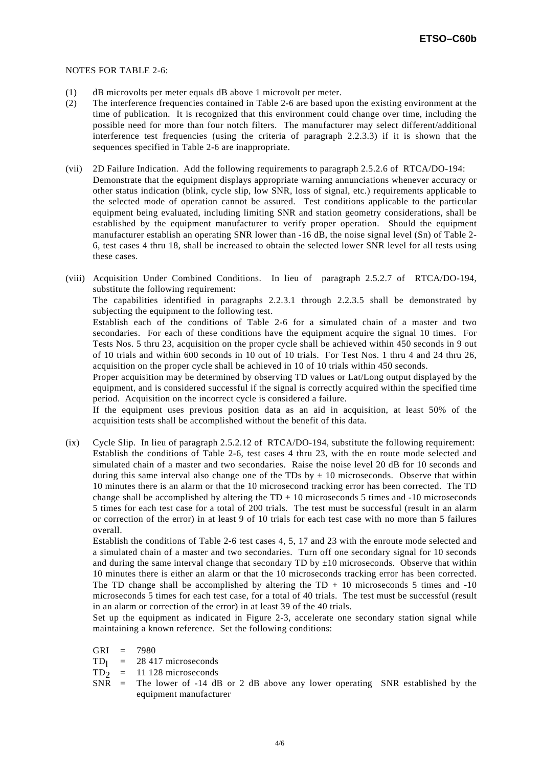NOTES FOR TABLE 2-6:

(1) dB microvolts per meter equals dB above 1 microvolt per meter.
(2) The interference frequencies contained in Table 2-6 are based upon the existing environment at the time of publication. It is recognized that this environment could change over time, including the possible need for more than four notch filters. The manufacturer may select different/additional interference test frequencies (using the criteria of paragraph 2.2.3.3) if it is shown that the sequences specified in Table 2-6 are inappropriate.

(vii) 2D Failure Indication. Add the following requirements to paragraph 2.5.2.6 of RTCA/DO-194: Demonstrate that the equipment displays appropriate warning annunciations whenever accuracy or other status indication (blink, cycle slip, low SNR, loss of signal, etc.) requirements applicable to the selected mode of operation cannot be assured. Test conditions applicable to the particular equipment being evaluated, including limiting SNR and station geometry considerations, shall be established by the equipment manufacturer to verify proper operation. Should the equipment manufacturer establish an operating SNR lower than -16 dB, the noise signal level (Sn) of Table 2-6, test cases 4 thru 18, shall be increased to obtain the selected lower SNR level for all tests using these cases.

(viii) Acquisition Under Combined Conditions. In lieu of paragraph 2.5.2.7 of RTCA/DO-194, substitute the following requirement:
The capabilities identified in paragraphs 2.2.3.1 through 2.2.3.5 shall be demonstrated by subjecting the equipment to the following test.
Establish each of the conditions of Table 2-6 for a simulated chain of a master and two secondaries. For each of these conditions have the equipment acquire the signal 10 times. For Tests Nos. 5 thru 23, acquisition on the proper cycle shall be achieved within 450 seconds in 9 out of 10 trials and within 600 seconds in 10 out of 10 trials. For Test Nos. 1 thru 4 and 24 thru 26, acquisition on the proper cycle shall be achieved in 10 of 10 trials within 450 seconds.
Proper acquisition may be determined by observing TD values or Lat/Long output displayed by the equipment, and is considered successful if the signal is correctly acquired within the specified time period. Acquisition on the incorrect cycle is considered a failure.
If the equipment uses previous position data as an aid in acquisition, at least 50% of the acquisition tests shall be accomplished without the benefit of this data.

(ix) Cycle Slip. In lieu of paragraph 2.5.2.12 of RTCA/DO-194, substitute the following requirement:
Establish the conditions of Table 2-6, test cases 4 thru 23, with the en route mode selected and simulated chain of a master and two secondaries. Raise the noise level 20 dB for 10 seconds and during this same interval also change one of the TDs by ± 10 microseconds. Observe that within 10 minutes there is an alarm or that the 10 microsecond tracking error has been corrected. The TD change shall be accomplished by altering the TD + 10 microseconds 5 times and -10 microseconds 5 times for each test case for a total of 200 trials. The test must be successful (result in an alarm or correction of the error) in at least 9 of 10 trials for each test case with no more than 5 failures overall.
Establish the conditions of Table 2-6 test cases 4, 5, 17 and 23 with the enroute mode selected and a simulated chain of a master and two secondaries. Turn off one secondary signal for 10 seconds and during the same interval change that secondary TD by ±10 microseconds. Observe that within 10 minutes there is either an alarm or that the 10 microseconds tracking error has been corrected. The TD change shall be accomplished by altering the TD + 10 microseconds 5 times and -10 microseconds 5 times for each test case, for a total of 40 trials. The test must be successful (result in an alarm or correction of the error) in at least 39 of the 40 trials.
Set up the equipment as indicated in Figure 2-3, accelerate one secondary station signal while maintaining a known reference. Set the following conditions:

GRI = 7980
$TD_1$ = 28 417 microseconds
$TD_2$ = 11 128 microseconds
SNR = The lower of -14 dB or 2 dB above any lower operating SNR established by the equipment manufacturer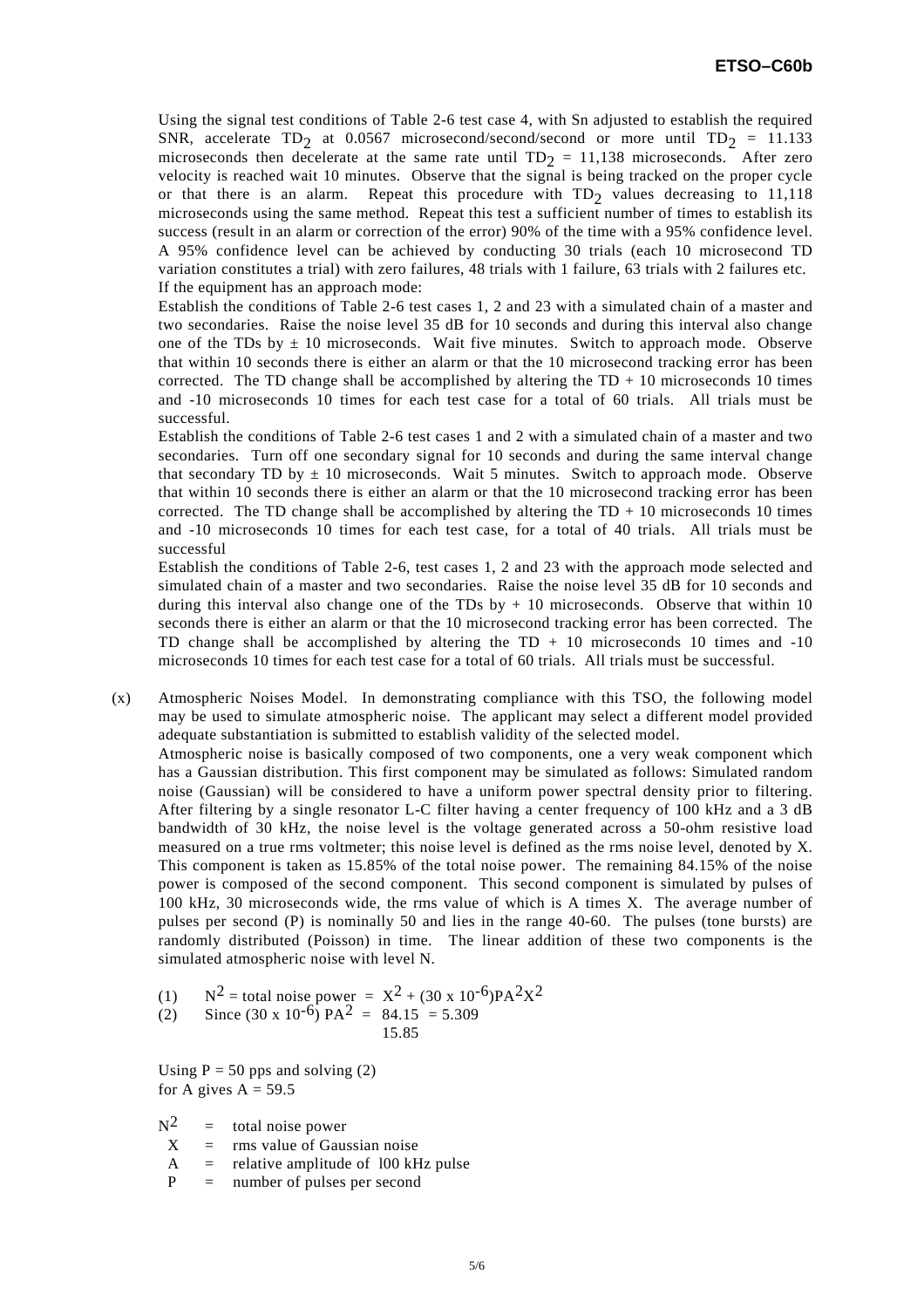Using the signal test conditions of Table 2-6 test case 4, with Sn adjusted to establish the required SNR, accelerate $TD_2$ at 0.0567 microsecond/second/second or more until $TD_2$ = 11.133 microseconds then decelerate at the same rate until $TD_2$ = 11,138 microseconds. After zero velocity is reached wait 10 minutes. Observe that the signal is being tracked on the proper cycle or that there is an alarm. Repeat this procedure with $TD_2$ values decreasing to 11,118 microseconds using the same method. Repeat this test a sufficient number of times to establish its success (result in an alarm or correction of the error) 90% of the time with a 95% confidence level. A 95% confidence level can be achieved by conducting 30 trials (each 10 microsecond TD variation constitutes a trial) with zero failures, 48 trials with 1 failure, 63 trials with 2 failures etc.

If the equipment has an approach mode:

Establish the conditions of Table 2-6 test cases 1, 2 and 23 with a simulated chain of a master and two secondaries. Raise the noise level 35 dB for 10 seconds and during this interval also change one of the TDs by ± 10 microseconds. Wait five minutes. Switch to approach mode. Observe that within 10 seconds there is either an alarm or that the 10 microsecond tracking error has been corrected. The TD change shall be accomplished by altering the TD + 10 microseconds 10 times and -10 microseconds 10 times for each test case for a total of 60 trials. All trials must be successful.

Establish the conditions of Table 2-6 test cases 1 and 2 with a simulated chain of a master and two secondaries. Turn off one secondary signal for 10 seconds and during the same interval change that secondary TD by ± 10 microseconds. Wait 5 minutes. Switch to approach mode. Observe that within 10 seconds there is either an alarm or that the 10 microsecond tracking error has been corrected. The TD change shall be accomplished by altering the TD + 10 microseconds 10 times and -10 microseconds 10 times for each test case, for a total of 40 trials. All trials must be successful

Establish the conditions of Table 2-6, test cases 1, 2 and 23 with the approach mode selected and simulated chain of a master and two secondaries. Raise the noise level 35 dB for 10 seconds and during this interval also change one of the TDs by + 10 microseconds. Observe that within 10 seconds there is either an alarm or that the 10 microsecond tracking error has been corrected. The TD change shall be accomplished by altering the TD + 10 microseconds 10 times and -10 microseconds 10 times for each test case for a total of 60 trials. All trials must be successful.

(x) Atmospheric Noises Model. In demonstrating compliance with this TSO, the following model may be used to simulate atmospheric noise. The applicant may select a different model provided adequate substantiation is submitted to establish validity of the selected model.

Atmospheric noise is basically composed of two components, one a very weak component which has a Gaussian distribution. This first component may be simulated as follows: Simulated random noise (Gaussian) will be considered to have a uniform power spectral density prior to filtering. After filtering by a single resonator L-C filter having a center frequency of 100 kHz and a 3 dB bandwidth of 30 kHz, the noise level is the voltage generated across a 50-ohm resistive load measured on a true rms voltmeter; this noise level is defined as the rms noise level, denoted by X. This component is taken as 15.85% of the total noise power. The remaining 84.15% of the noise power is composed of the second component. This second component is simulated by pulses of 100 kHz, 30 microseconds wide, the rms value of which is A times X. The average number of pulses per second (P) is nominally 50 and lies in the range 40-60. The pulses (tone bursts) are randomly distributed (Poisson) in time. The linear addition of these two components is the simulated atmospheric noise with level N.

(1) $N^2$ = total noise power = $X^2 + (30 \times 10^{-6})PA^2X^2$

(2) Since $(30 \times 10^{-6})\,PA^2 = \dfrac{84.15}{15.85} = 5.309$

Using P = 50 pps and solving (2) for A gives A = 59.5

$N^2$ = total noise power

X = rms value of Gaussian noise

A = relative amplitude of 100 kHz pulse

P = number of pulses per second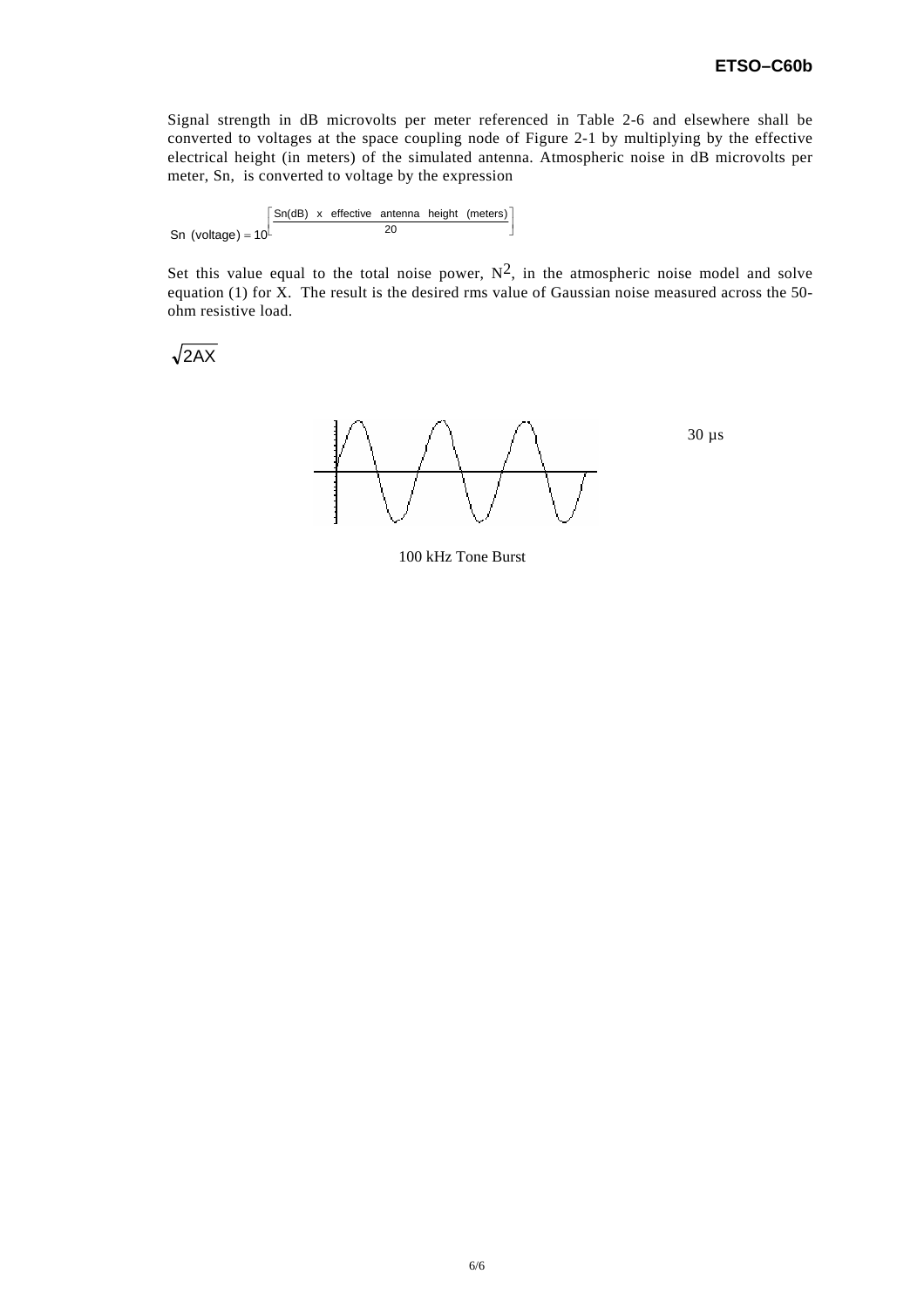Signal strength in dB microvolts per meter referenced in Table 2-6 and elsewhere shall be converted to voltages at the space coupling node of Figure 2-1 by multiplying by the effective electrical height (in meters) of the simulated antenna. Atmospheric noise in dB microvolts per meter, Sn, is converted to voltage by the expression

$$\text{Sn (voltage)} = 10^{\left[\frac{\text{Sn(dB) x effective antenna height (meters)}}{20}\right]}$$

Set this value equal to the total noise power, $N^2$, in the atmospheric noise model and solve equation (1) for X. The result is the desired rms value of Gaussian noise measured across the 50-ohm resistive load.

$\sqrt{2AX}$

30 µs

100 kHz Tone Burst